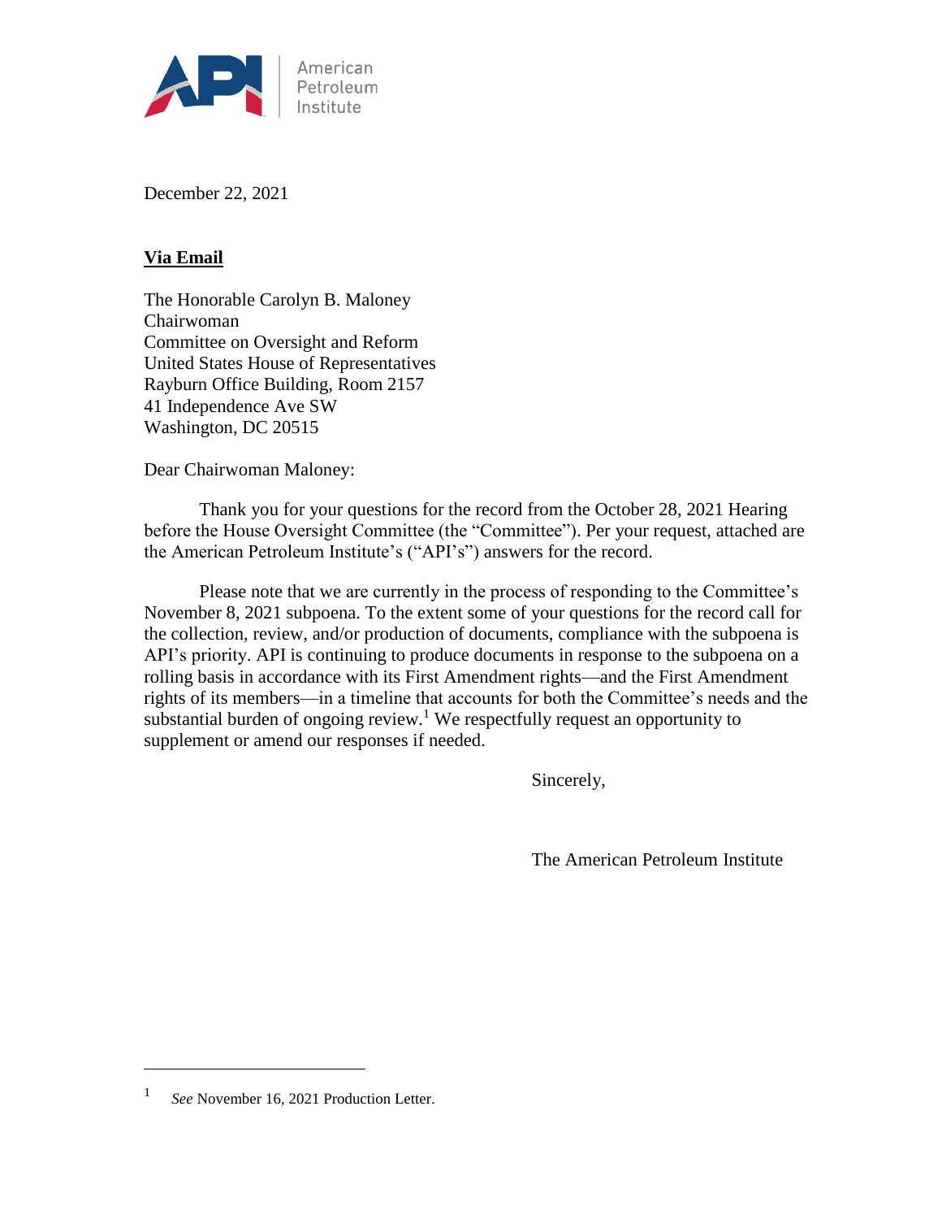American
Petroleum
Institute

December 22, 2021

**<u>Via Email</u>**

The Honorable Carolyn B. Maloney
Chairwoman
Committee on Oversight and Reform
United States House of Representatives
Rayburn Office Building, Room 2157
41 Independence Ave SW
Washington, DC 20515

Dear Chairwoman Maloney:

Thank you for your questions for the record from the October 28, 2021 Hearing before the House Oversight Committee (the "Committee"). Per your request, attached are the American Petroleum Institute's ("API's") answers for the record.

Please note that we are currently in the process of responding to the Committee's November 8, 2021 subpoena. To the extent some of your questions for the record call for the collection, review, and/or production of documents, compliance with the subpoena is API's priority. API is continuing to produce documents in response to the subpoena on a rolling basis in accordance with its First Amendment rights—and the First Amendment rights of its members—in a timeline that accounts for both the Committee's needs and the substantial burden of ongoing review.[1] We respectfully request an opportunity to supplement or amend our responses if needed.

Sincerely,

The American Petroleum Institute

---

[1] *See* November 16, 2021 Production Letter.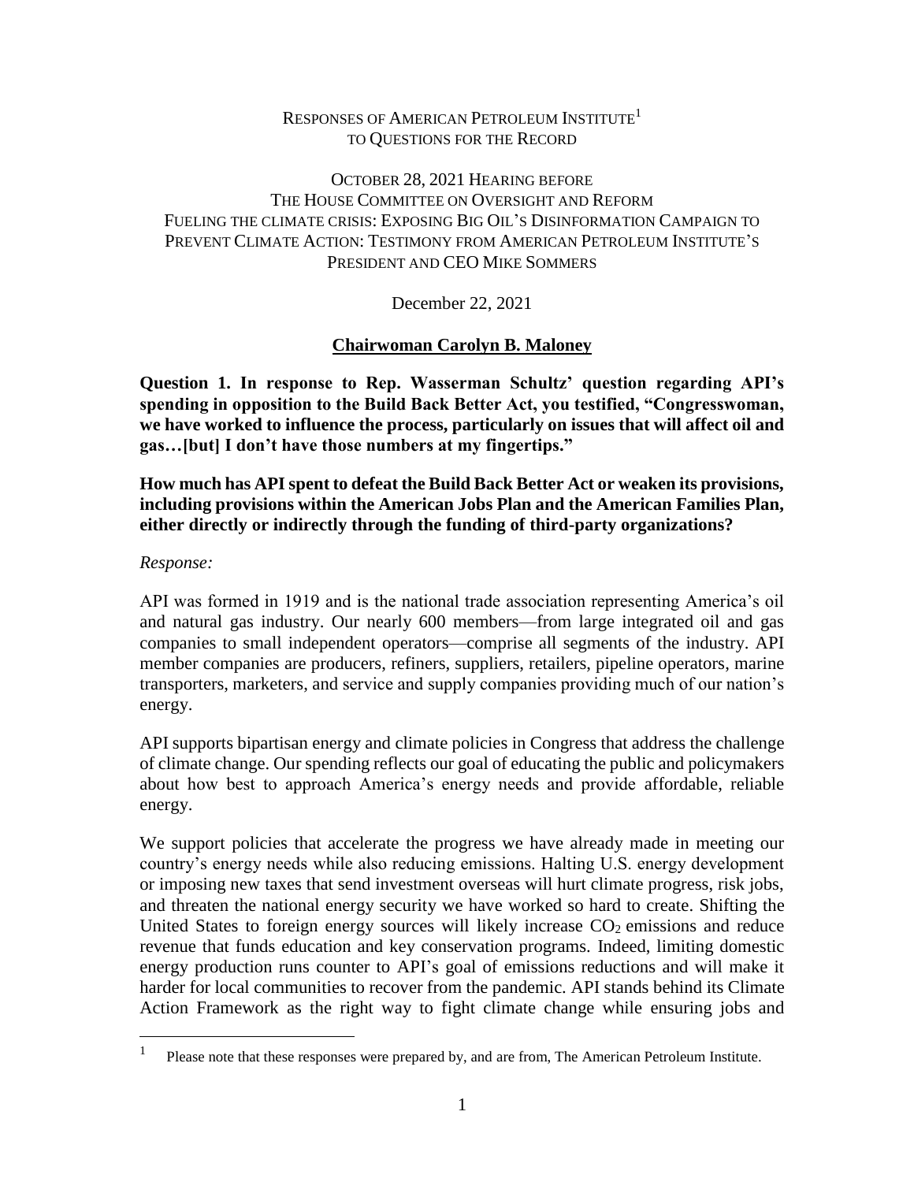RESPONSES OF AMERICAN PETROLEUM INSTITUTE[1]
TO QUESTIONS FOR THE RECORD

OCTOBER 28, 2021 HEARING BEFORE
THE HOUSE COMMITTEE ON OVERSIGHT AND REFORM
FUELING THE CLIMATE CRISIS: EXPOSING BIG OIL'S DISINFORMATION CAMPAIGN TO PREVENT CLIMATE ACTION: TESTIMONY FROM AMERICAN PETROLEUM INSTITUTE'S PRESIDENT AND CEO MIKE SOMMERS

December 22, 2021

## Chairwoman Carolyn B. Maloney

**Question 1. In response to Rep. Wasserman Schultz' question regarding API's spending in opposition to the Build Back Better Act, you testified, "Congresswoman, we have worked to influence the process, particularly on issues that will affect oil and gas…[but] I don't have those numbers at my fingertips."**

**How much has API spent to defeat the Build Back Better Act or weaken its provisions, including provisions within the American Jobs Plan and the American Families Plan, either directly or indirectly through the funding of third-party organizations?**

*Response:*

API was formed in 1919 and is the national trade association representing America's oil and natural gas industry. Our nearly 600 members—from large integrated oil and gas companies to small independent operators—comprise all segments of the industry. API member companies are producers, refiners, suppliers, retailers, pipeline operators, marine transporters, marketers, and service and supply companies providing much of our nation's energy.

API supports bipartisan energy and climate policies in Congress that address the challenge of climate change. Our spending reflects our goal of educating the public and policymakers about how best to approach America's energy needs and provide affordable, reliable energy.

We support policies that accelerate the progress we have already made in meeting our country's energy needs while also reducing emissions. Halting U.S. energy development or imposing new taxes that send investment overseas will hurt climate progress, risk jobs, and threaten the national energy security we have worked so hard to create. Shifting the United States to foreign energy sources will likely increase $CO_2$ emissions and reduce revenue that funds education and key conservation programs. Indeed, limiting domestic energy production runs counter to API's goal of emissions reductions and will make it harder for local communities to recover from the pandemic. API stands behind its Climate Action Framework as the right way to fight climate change while ensuring jobs and

[1] Please note that these responses were prepared by, and are from, The American Petroleum Institute.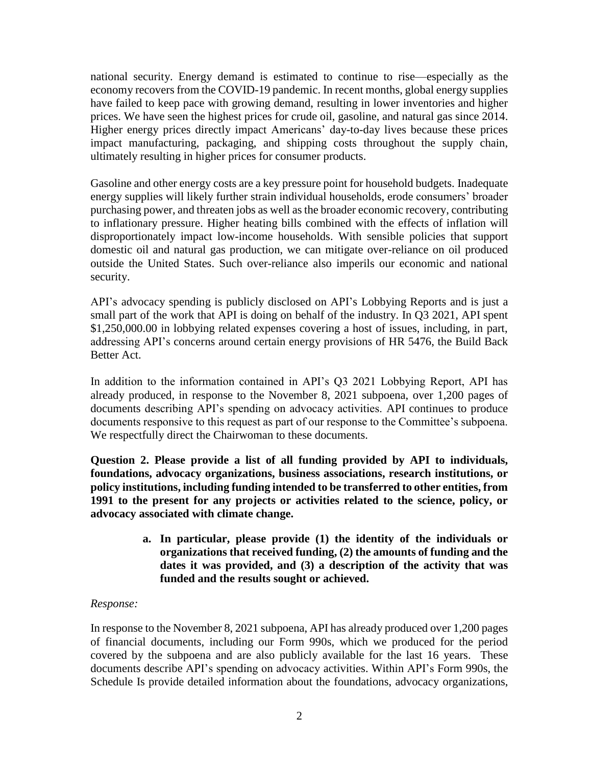national security. Energy demand is estimated to continue to rise—especially as the economy recovers from the COVID-19 pandemic. In recent months, global energy supplies have failed to keep pace with growing demand, resulting in lower inventories and higher prices. We have seen the highest prices for crude oil, gasoline, and natural gas since 2014. Higher energy prices directly impact Americans' day-to-day lives because these prices impact manufacturing, packaging, and shipping costs throughout the supply chain, ultimately resulting in higher prices for consumer products.

Gasoline and other energy costs are a key pressure point for household budgets. Inadequate energy supplies will likely further strain individual households, erode consumers' broader purchasing power, and threaten jobs as well as the broader economic recovery, contributing to inflationary pressure. Higher heating bills combined with the effects of inflation will disproportionately impact low-income households. With sensible policies that support domestic oil and natural gas production, we can mitigate over-reliance on oil produced outside the United States. Such over-reliance also imperils our economic and national security.

API's advocacy spending is publicly disclosed on API's Lobbying Reports and is just a small part of the work that API is doing on behalf of the industry. In Q3 2021, API spent $1,250,000.00 in lobbying related expenses covering a host of issues, including, in part, addressing API's concerns around certain energy provisions of HR 5476, the Build Back Better Act.

In addition to the information contained in API's Q3 2021 Lobbying Report, API has already produced, in response to the November 8, 2021 subpoena, over 1,200 pages of documents describing API's spending on advocacy activities. API continues to produce documents responsive to this request as part of our response to the Committee's subpoena. We respectfully direct the Chairwoman to these documents.

**Question 2. Please provide a list of all funding provided by API to individuals, foundations, advocacy organizations, business associations, research institutions, or policy institutions, including funding intended to be transferred to other entities, from 1991 to the present for any projects or activities related to the science, policy, or advocacy associated with climate change.**

> **a. In particular, please provide (1) the identity of the individuals or organizations that received funding, (2) the amounts of funding and the dates it was provided, and (3) a description of the activity that was funded and the results sought or achieved.**

*Response:*

In response to the November 8, 2021 subpoena, API has already produced over 1,200 pages of financial documents, including our Form 990s, which we produced for the period covered by the subpoena and are also publicly available for the last 16 years. These documents describe API's spending on advocacy activities. Within API's Form 990s, the Schedule Is provide detailed information about the foundations, advocacy organizations,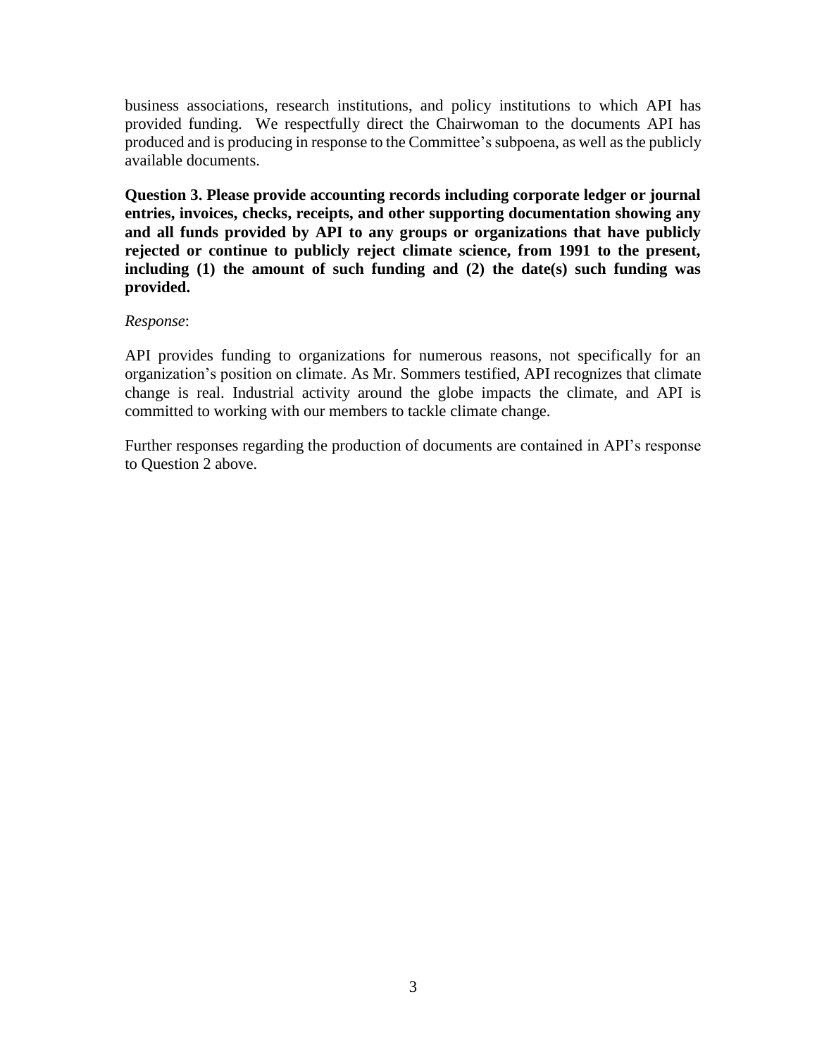business associations, research institutions, and policy institutions to which API has provided funding. We respectfully direct the Chairwoman to the documents API has produced and is producing in response to the Committee's subpoena, as well as the publicly available documents.

**Question 3. Please provide accounting records including corporate ledger or journal entries, invoices, checks, receipts, and other supporting documentation showing any and all funds provided by API to any groups or organizations that have publicly rejected or continue to publicly reject climate science, from 1991 to the present, including (1) the amount of such funding and (2) the date(s) such funding was provided.**

*Response*:

API provides funding to organizations for numerous reasons, not specifically for an organization's position on climate. As Mr. Sommers testified, API recognizes that climate change is real. Industrial activity around the globe impacts the climate, and API is committed to working with our members to tackle climate change.

Further responses regarding the production of documents are contained in API's response to Question 2 above.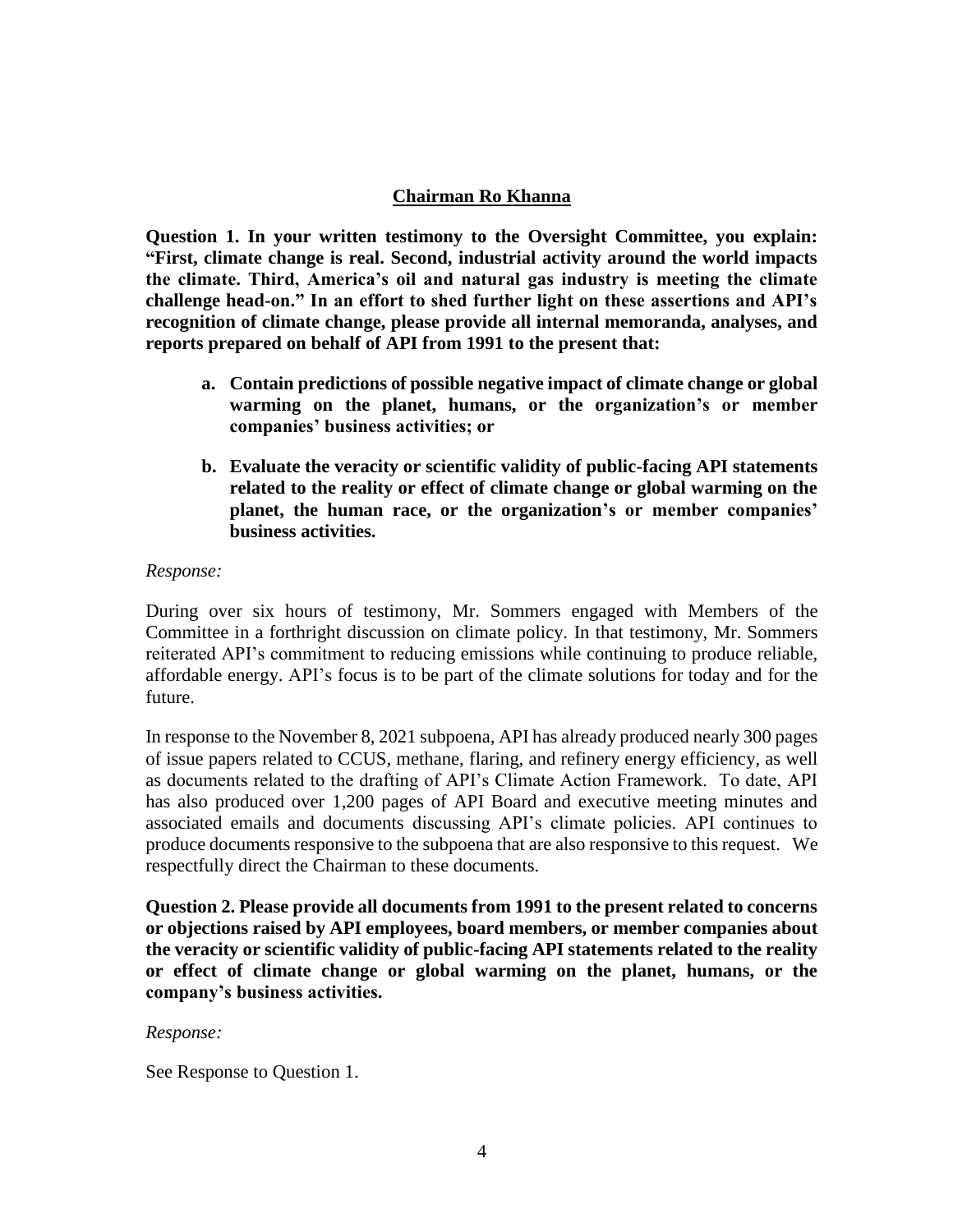## Chairman Ro Khanna

**Question 1. In your written testimony to the Oversight Committee, you explain: "First, climate change is real. Second, industrial activity around the world impacts the climate. Third, America's oil and natural gas industry is meeting the climate challenge head-on." In an effort to shed further light on these assertions and API's recognition of climate change, please provide all internal memoranda, analyses, and reports prepared on behalf of API from 1991 to the present that:**

> **a. Contain predictions of possible negative impact of climate change or global warming on the planet, humans, or the organization's or member companies' business activities; or**
>
> **b. Evaluate the veracity or scientific validity of public-facing API statements related to the reality or effect of climate change or global warming on the planet, the human race, or the organization's or member companies' business activities.**

*Response:*

During over six hours of testimony, Mr. Sommers engaged with Members of the Committee in a forthright discussion on climate policy. In that testimony, Mr. Sommers reiterated API's commitment to reducing emissions while continuing to produce reliable, affordable energy. API's focus is to be part of the climate solutions for today and for the future.

In response to the November 8, 2021 subpoena, API has already produced nearly 300 pages of issue papers related to CCUS, methane, flaring, and refinery energy efficiency, as well as documents related to the drafting of API's Climate Action Framework. To date, API has also produced over 1,200 pages of API Board and executive meeting minutes and associated emails and documents discussing API's climate policies. API continues to produce documents responsive to the subpoena that are also responsive to this request. We respectfully direct the Chairman to these documents.

**Question 2. Please provide all documents from 1991 to the present related to concerns or objections raised by API employees, board members, or member companies about the veracity or scientific validity of public-facing API statements related to the reality or effect of climate change or global warming on the planet, humans, or the company's business activities.**

*Response:*

See Response to Question 1.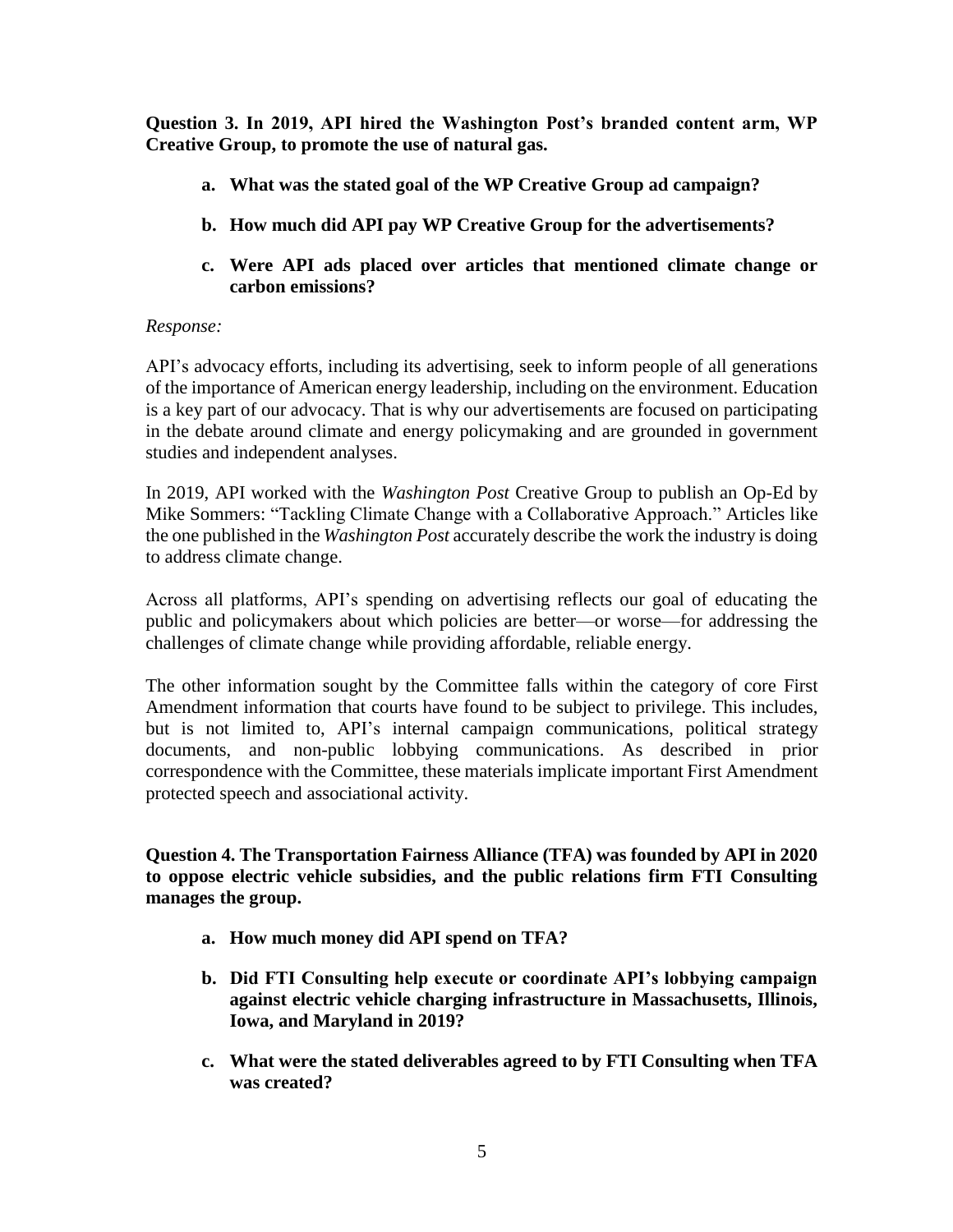**Question 3. In 2019, API hired the Washington Post's branded content arm, WP Creative Group, to promote the use of natural gas.**

- **a. What was the stated goal of the WP Creative Group ad campaign?**
- **b. How much did API pay WP Creative Group for the advertisements?**
- **c. Were API ads placed over articles that mentioned climate change or carbon emissions?**

*Response:*

API's advocacy efforts, including its advertising, seek to inform people of all generations of the importance of American energy leadership, including on the environment. Education is a key part of our advocacy. That is why our advertisements are focused on participating in the debate around climate and energy policymaking and are grounded in government studies and independent analyses.

In 2019, API worked with the *Washington Post* Creative Group to publish an Op-Ed by Mike Sommers: "Tackling Climate Change with a Collaborative Approach." Articles like the one published in the *Washington Post* accurately describe the work the industry is doing to address climate change.

Across all platforms, API's spending on advertising reflects our goal of educating the public and policymakers about which policies are better—or worse—for addressing the challenges of climate change while providing affordable, reliable energy.

The other information sought by the Committee falls within the category of core First Amendment information that courts have found to be subject to privilege. This includes, but is not limited to, API's internal campaign communications, political strategy documents, and non-public lobbying communications. As described in prior correspondence with the Committee, these materials implicate important First Amendment protected speech and associational activity.

**Question 4. The Transportation Fairness Alliance (TFA) was founded by API in 2020 to oppose electric vehicle subsidies, and the public relations firm FTI Consulting manages the group.**

- **a. How much money did API spend on TFA?**
- **b. Did FTI Consulting help execute or coordinate API's lobbying campaign against electric vehicle charging infrastructure in Massachusetts, Illinois, Iowa, and Maryland in 2019?**
- **c. What were the stated deliverables agreed to by FTI Consulting when TFA was created?**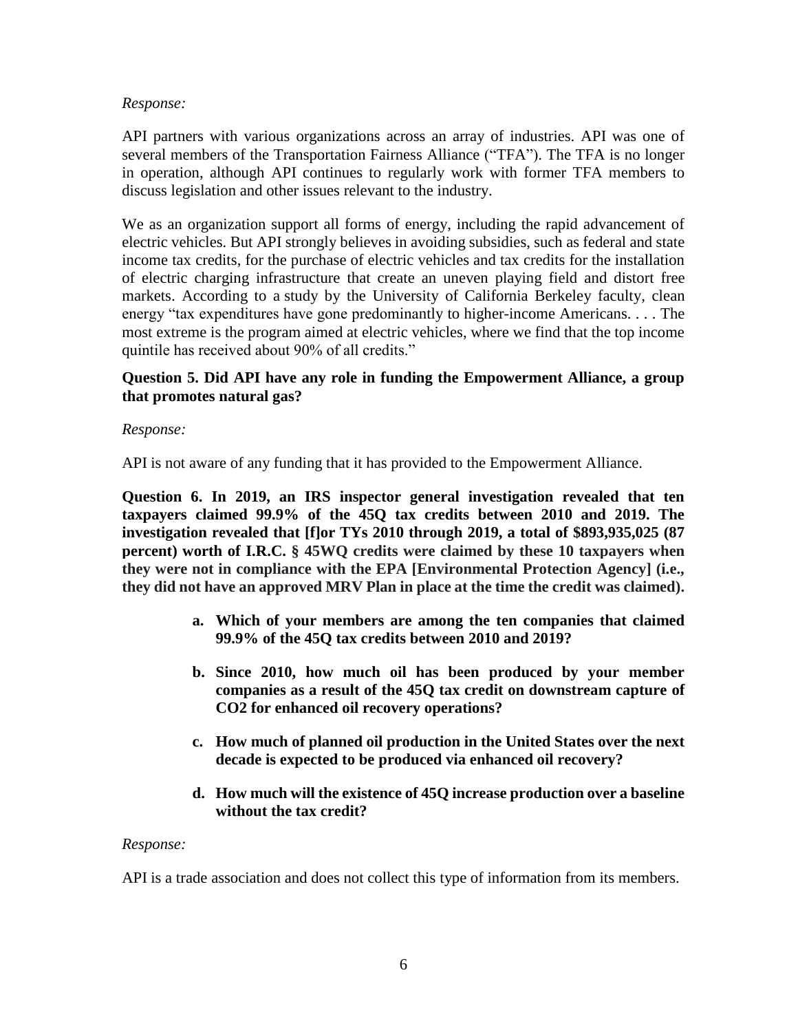*Response:*

API partners with various organizations across an array of industries. API was one of several members of the Transportation Fairness Alliance ("TFA"). The TFA is no longer in operation, although API continues to regularly work with former TFA members to discuss legislation and other issues relevant to the industry.

We as an organization support all forms of energy, including the rapid advancement of electric vehicles. But API strongly believes in avoiding subsidies, such as federal and state income tax credits, for the purchase of electric vehicles and tax credits for the installation of electric charging infrastructure that create an uneven playing field and distort free markets. According to a study by the University of California Berkeley faculty, clean energy "tax expenditures have gone predominantly to higher-income Americans. . . . The most extreme is the program aimed at electric vehicles, where we find that the top income quintile has received about 90% of all credits."

**Question 5. Did API have any role in funding the Empowerment Alliance, a group that promotes natural gas?**

*Response:*

API is not aware of any funding that it has provided to the Empowerment Alliance.

**Question 6. In 2019, an IRS inspector general investigation revealed that ten taxpayers claimed 99.9% of the 45Q tax credits between 2010 and 2019. The investigation revealed that [f]or TYs 2010 through 2019, a total of $893,935,025 (87 percent) worth of I.R.C. § 45WQ credits were claimed by these 10 taxpayers when they were not in compliance with the EPA [Environmental Protection Agency] (i.e., they did not have an approved MRV Plan in place at the time the credit was claimed).**

- **a. Which of your members are among the ten companies that claimed 99.9% of the 45Q tax credits between 2010 and 2019?**
- **b. Since 2010, how much oil has been produced by your member companies as a result of the 45Q tax credit on downstream capture of CO2 for enhanced oil recovery operations?**
- **c. How much of planned oil production in the United States over the next decade is expected to be produced via enhanced oil recovery?**
- **d. How much will the existence of 45Q increase production over a baseline without the tax credit?**

*Response:*

API is a trade association and does not collect this type of information from its members.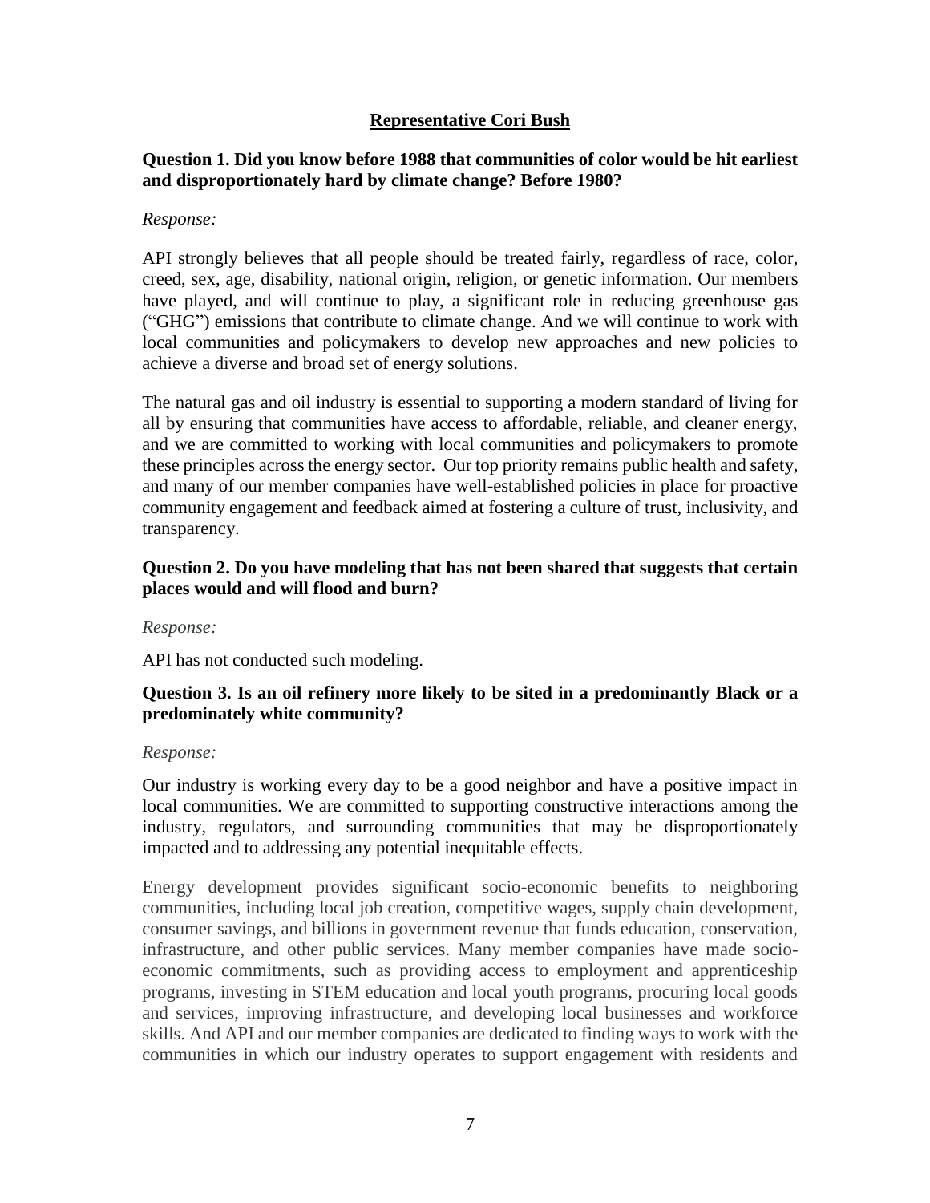## Representative Cori Bush

**Question 1. Did you know before 1988 that communities of color would be hit earliest and disproportionately hard by climate change? Before 1980?**

*Response:*

API strongly believes that all people should be treated fairly, regardless of race, color, creed, sex, age, disability, national origin, religion, or genetic information. Our members have played, and will continue to play, a significant role in reducing greenhouse gas ("GHG") emissions that contribute to climate change. And we will continue to work with local communities and policymakers to develop new approaches and new policies to achieve a diverse and broad set of energy solutions.

The natural gas and oil industry is essential to supporting a modern standard of living for all by ensuring that communities have access to affordable, reliable, and cleaner energy, and we are committed to working with local communities and policymakers to promote these principles across the energy sector. Our top priority remains public health and safety, and many of our member companies have well-established policies in place for proactive community engagement and feedback aimed at fostering a culture of trust, inclusivity, and transparency.

**Question 2. Do you have modeling that has not been shared that suggests that certain places would and will flood and burn?**

*Response:*

API has not conducted such modeling.

**Question 3. Is an oil refinery more likely to be sited in a predominantly Black or a predominately white community?**

*Response:*

Our industry is working every day to be a good neighbor and have a positive impact in local communities. We are committed to supporting constructive interactions among the industry, regulators, and surrounding communities that may be disproportionately impacted and to addressing any potential inequitable effects.

Energy development provides significant socio-economic benefits to neighboring communities, including local job creation, competitive wages, supply chain development, consumer savings, and billions in government revenue that funds education, conservation, infrastructure, and other public services. Many member companies have made socio-economic commitments, such as providing access to employment and apprenticeship programs, investing in STEM education and local youth programs, procuring local goods and services, improving infrastructure, and developing local businesses and workforce skills. And API and our member companies are dedicated to finding ways to work with the communities in which our industry operates to support engagement with residents and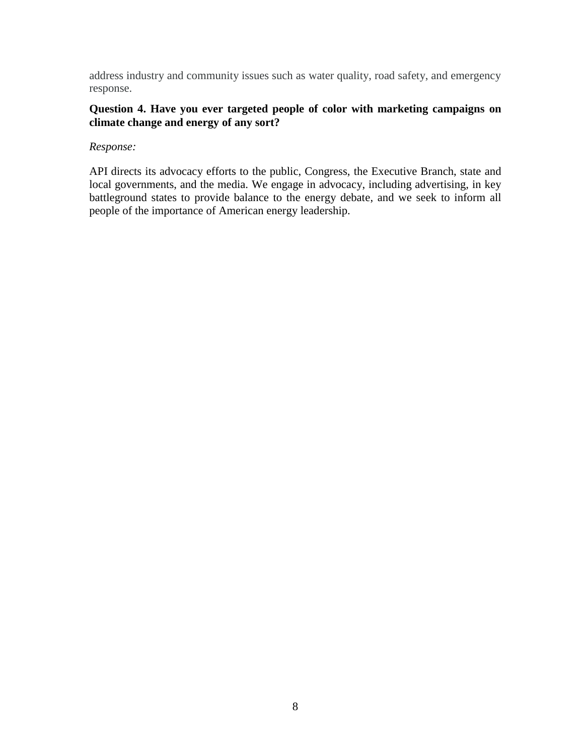address industry and community issues such as water quality, road safety, and emergency response.

**Question 4. Have you ever targeted people of color with marketing campaigns on climate change and energy of any sort?**

*Response:*

API directs its advocacy efforts to the public, Congress, the Executive Branch, state and local governments, and the media. We engage in advocacy, including advertising, in key battleground states to provide balance to the energy debate, and we seek to inform all people of the importance of American energy leadership.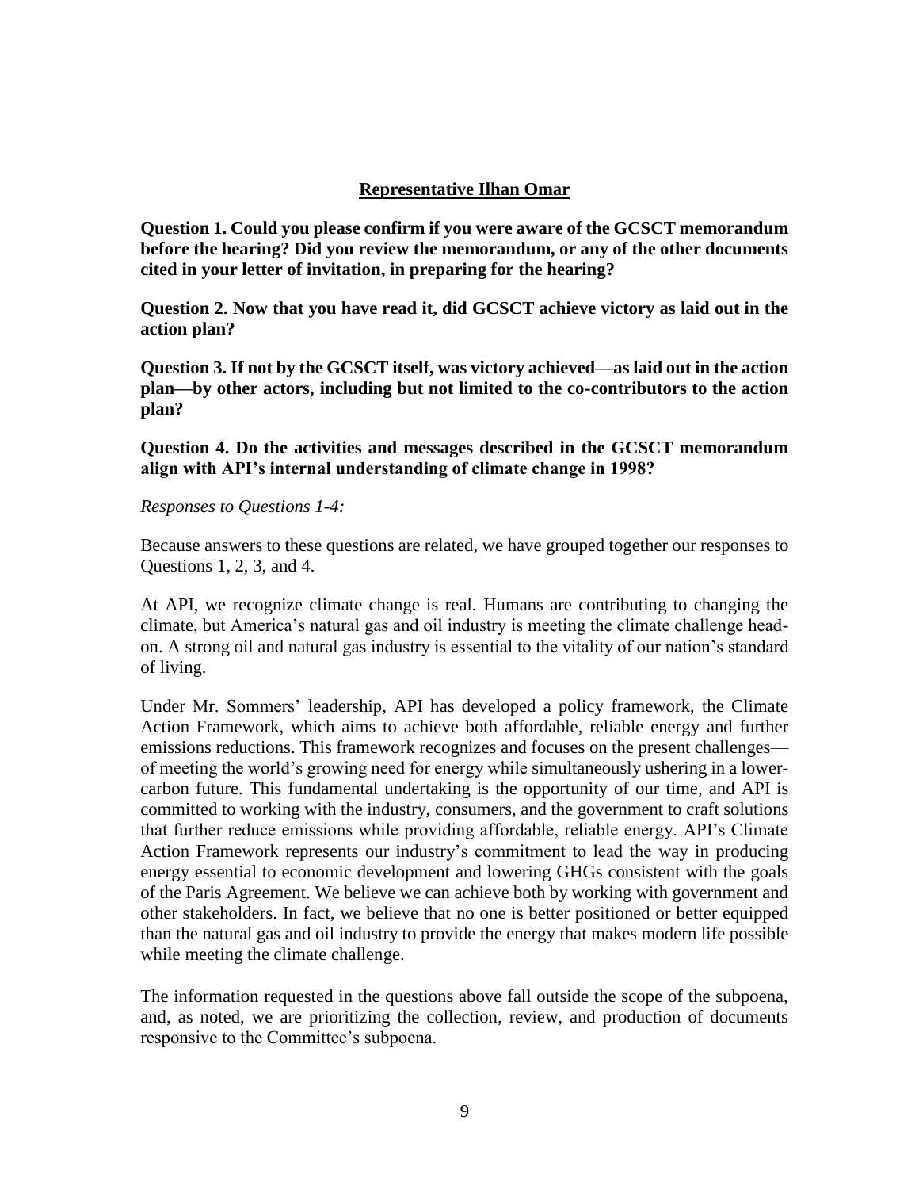## Representative Ilhan Omar

**Question 1. Could you please confirm if you were aware of the GCSCT memorandum before the hearing? Did you review the memorandum, or any of the other documents cited in your letter of invitation, in preparing for the hearing?**

**Question 2. Now that you have read it, did GCSCT achieve victory as laid out in the action plan?**

**Question 3. If not by the GCSCT itself, was victory achieved—as laid out in the action plan—by other actors, including but not limited to the co-contributors to the action plan?**

**Question 4. Do the activities and messages described in the GCSCT memorandum align with API's internal understanding of climate change in 1998?**

*Responses to Questions 1-4:*

Because answers to these questions are related, we have grouped together our responses to Questions 1, 2, 3, and 4.

At API, we recognize climate change is real. Humans are contributing to changing the climate, but America's natural gas and oil industry is meeting the climate challenge head-on. A strong oil and natural gas industry is essential to the vitality of our nation's standard of living.

Under Mr. Sommers' leadership, API has developed a policy framework, the Climate Action Framework, which aims to achieve both affordable, reliable energy and further emissions reductions. This framework recognizes and focuses on the present challenges—of meeting the world's growing need for energy while simultaneously ushering in a lower-carbon future. This fundamental undertaking is the opportunity of our time, and API is committed to working with the industry, consumers, and the government to craft solutions that further reduce emissions while providing affordable, reliable energy. API's Climate Action Framework represents our industry's commitment to lead the way in producing energy essential to economic development and lowering GHGs consistent with the goals of the Paris Agreement. We believe we can achieve both by working with government and other stakeholders. In fact, we believe that no one is better positioned or better equipped than the natural gas and oil industry to provide the energy that makes modern life possible while meeting the climate challenge.

The information requested in the questions above fall outside the scope of the subpoena, and, as noted, we are prioritizing the collection, review, and production of documents responsive to the Committee's subpoena.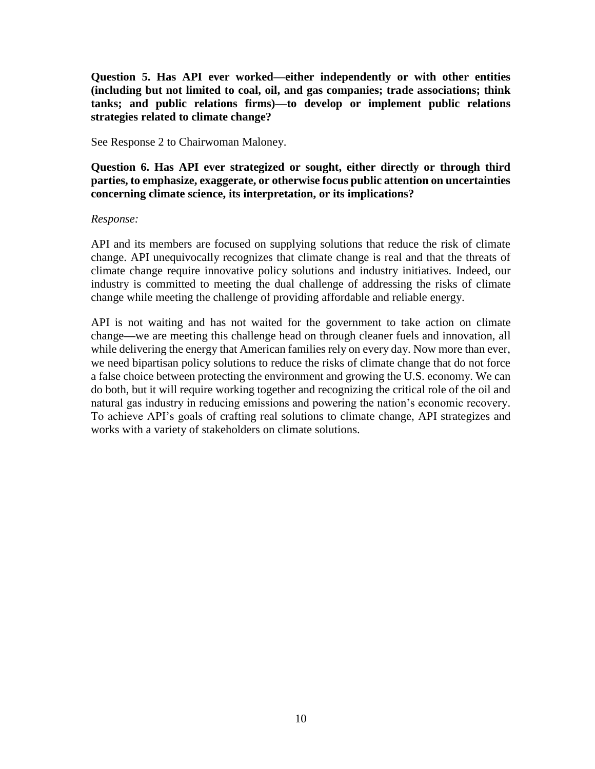**Question 5. Has API ever worked—either independently or with other entities (including but not limited to coal, oil, and gas companies; trade associations; think tanks; and public relations firms)—to develop or implement public relations strategies related to climate change?**

See Response 2 to Chairwoman Maloney.

**Question 6. Has API ever strategized or sought, either directly or through third parties, to emphasize, exaggerate, or otherwise focus public attention on uncertainties concerning climate science, its interpretation, or its implications?**

*Response:*

API and its members are focused on supplying solutions that reduce the risk of climate change. API unequivocally recognizes that climate change is real and that the threats of climate change require innovative policy solutions and industry initiatives. Indeed, our industry is committed to meeting the dual challenge of addressing the risks of climate change while meeting the challenge of providing affordable and reliable energy.

API is not waiting and has not waited for the government to take action on climate change—we are meeting this challenge head on through cleaner fuels and innovation, all while delivering the energy that American families rely on every day. Now more than ever, we need bipartisan policy solutions to reduce the risks of climate change that do not force a false choice between protecting the environment and growing the U.S. economy. We can do both, but it will require working together and recognizing the critical role of the oil and natural gas industry in reducing emissions and powering the nation's economic recovery. To achieve API's goals of crafting real solutions to climate change, API strategizes and works with a variety of stakeholders on climate solutions.